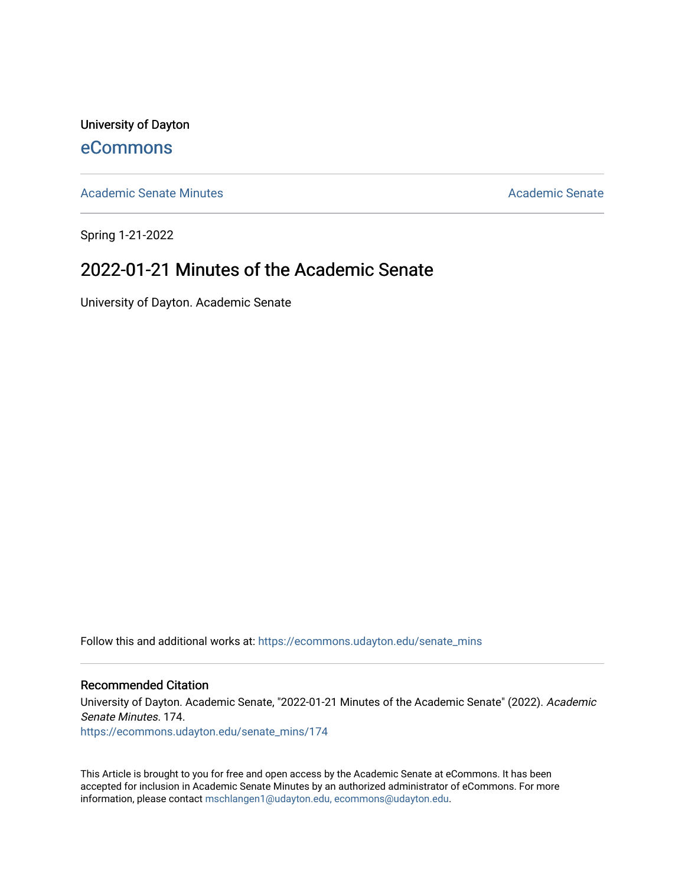University of Dayton

eCommons

Academic Senate Minutes | Academic Senate

Spring 1-21-2022

# 2022-01-21 Minutes of the Academic Senate

University of Dayton. Academic Senate

Follow this and additional works at: https://ecommons.udayton.edu/senate_mins

## Recommended Citation

University of Dayton. Academic Senate, "2022-01-21 Minutes of the Academic Senate" (2022). *Academic Senate Minutes*. 174.
https://ecommons.udayton.edu/senate_mins/174

This Article is brought to you for free and open access by the Academic Senate at eCommons. It has been accepted for inclusion in Academic Senate Minutes by an authorized administrator of eCommons. For more information, please contact mschlangen1@udayton.edu, ecommons@udayton.edu.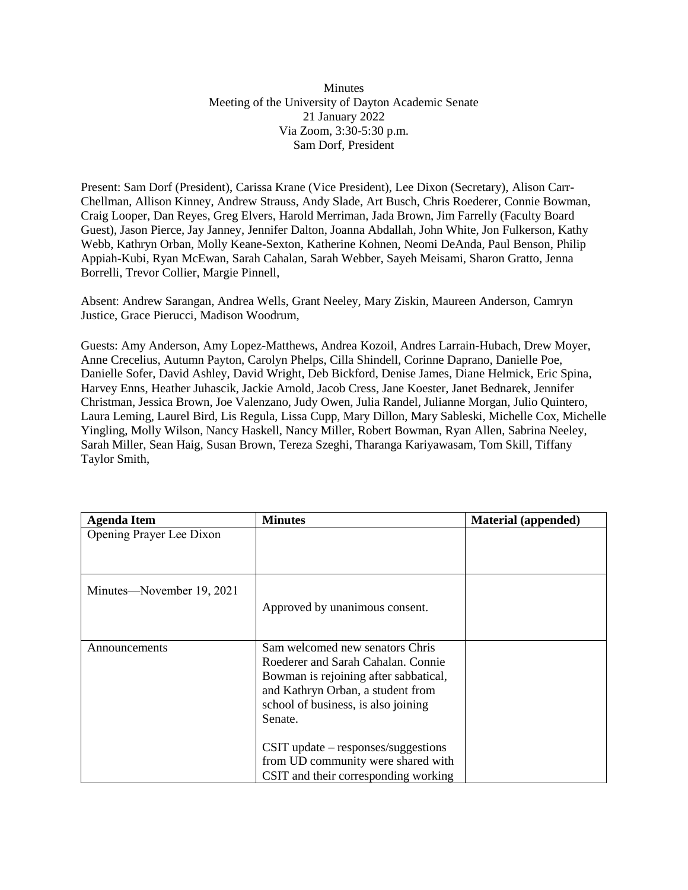Minutes
Meeting of the University of Dayton Academic Senate
21 January 2022
Via Zoom, 3:30-5:30 p.m.
Sam Dorf, President

Present: Sam Dorf (President), Carissa Krane (Vice President), Lee Dixon (Secretary), Alison Carr-Chellman, Allison Kinney, Andrew Strauss, Andy Slade, Art Busch, Chris Roederer, Connie Bowman, Craig Looper, Dan Reyes, Greg Elvers, Harold Merriman, Jada Brown, Jim Farrelly (Faculty Board Guest), Jason Pierce, Jay Janney, Jennifer Dalton, Joanna Abdallah, John White, Jon Fulkerson, Kathy Webb, Kathryn Orban, Molly Keane-Sexton, Katherine Kohnen, Neomi DeAnda, Paul Benson, Philip Appiah-Kubi, Ryan McEwan, Sarah Cahalan, Sarah Webber, Sayeh Meisami, Sharon Gratto, Jenna Borrelli, Trevor Collier, Margie Pinnell,

Absent: Andrew Sarangan, Andrea Wells, Grant Neeley, Mary Ziskin, Maureen Anderson, Camryn Justice, Grace Pierucci, Madison Woodrum,

Guests: Amy Anderson, Amy Lopez-Matthews, Andrea Kozoil, Andres Larrain-Hubach, Drew Moyer, Anne Crecelius, Autumn Payton, Carolyn Phelps, Cilla Shindell, Corinne Daprano, Danielle Poe, Danielle Sofer, David Ashley, David Wright, Deb Bickford, Denise James, Diane Helmick, Eric Spina, Harvey Enns, Heather Juhascik, Jackie Arnold, Jacob Cress, Jane Koester, Janet Bednarek, Jennifer Christman, Jessica Brown, Joe Valenzano, Judy Owen, Julia Randel, Julianne Morgan, Julio Quintero, Laura Leming, Laurel Bird, Lis Regula, Lissa Cupp, Mary Dillon, Mary Sableski, Michelle Cox, Michelle Yingling, Molly Wilson, Nancy Haskell, Nancy Miller, Robert Bowman, Ryan Allen, Sabrina Neeley, Sarah Miller, Sean Haig, Susan Brown, Tereza Szeghi, Tharanga Kariyawasam, Tom Skill, Tiffany Taylor Smith,

| Agenda Item | Minutes | Material (appended) |
|---|---|---|
| Opening Prayer Lee Dixon | | |
| Minutes—November 19, 2021 | Approved by unanimous consent. | |
| Announcements | Sam welcomed new senators Chris Roederer and Sarah Cahalan. Connie Bowman is rejoining after sabbatical, and Kathryn Orban, a student from school of business, is also joining Senate.<br><br>CSIT update – responses/suggestions from UD community were shared with CSIT and their corresponding working | |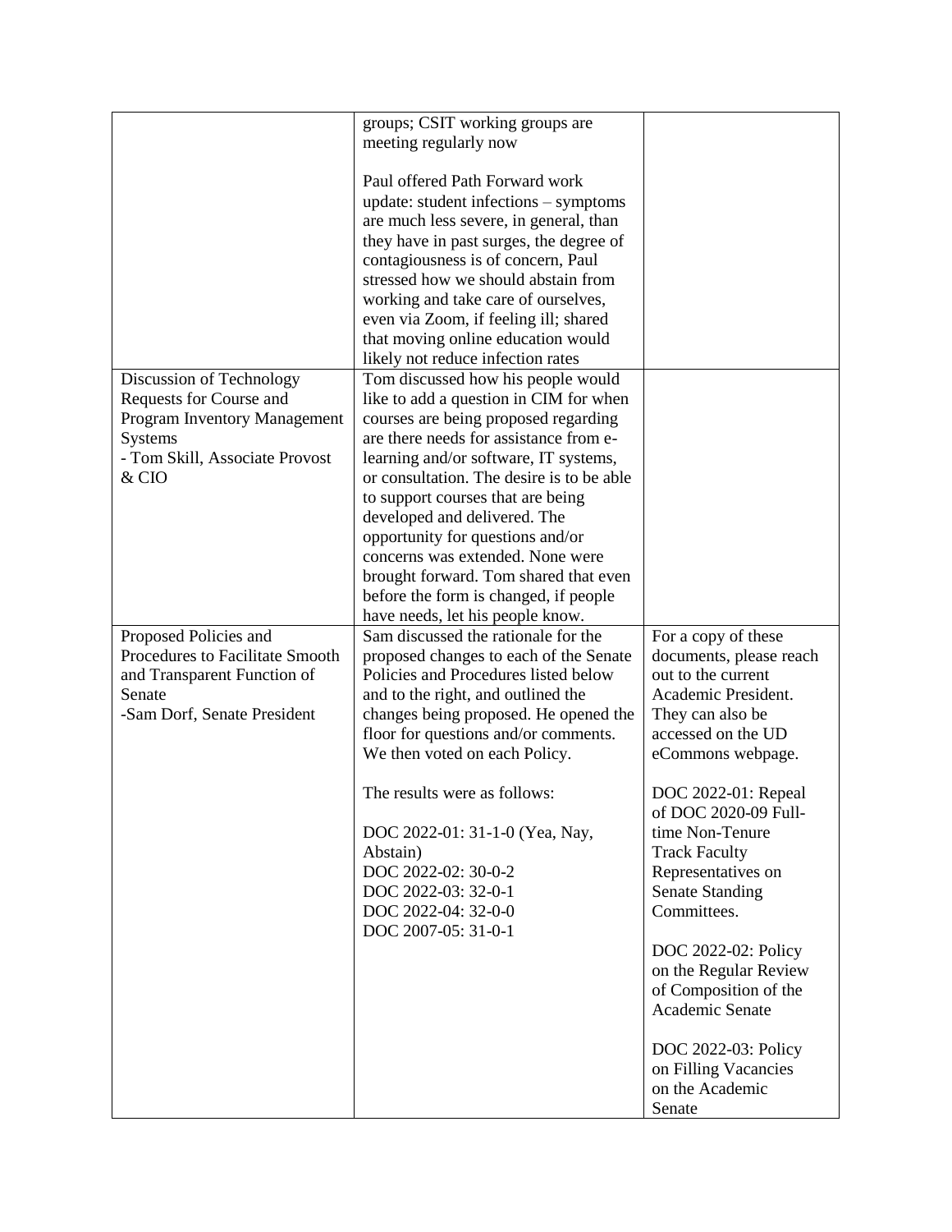|  |  |  |
|---|---|---|
|  | groups; CSIT working groups are meeting regularly now<br><br>Paul offered Path Forward work update: student infections – symptoms are much less severe, in general, than they have in past surges, the degree of contagiousness is of concern, Paul stressed how we should abstain from working and take care of ourselves, even via Zoom, if feeling ill; shared that moving online education would likely not reduce infection rates |  |
| Discussion of Technology Requests for Course and Program Inventory Management Systems<br>- Tom Skill, Associate Provost & CIO | Tom discussed how his people would like to add a question in CIM for when courses are being proposed regarding are there needs for assistance from e-learning and/or software, IT systems, or consultation. The desire is to be able to support courses that are being developed and delivered. The opportunity for questions and/or concerns was extended. None were brought forward. Tom shared that even before the form is changed, if people have needs, let his people know. |  |
| Proposed Policies and Procedures to Facilitate Smooth and Transparent Function of Senate<br>-Sam Dorf, Senate President | Sam discussed the rationale for the proposed changes to each of the Senate Policies and Procedures listed below and to the right, and outlined the changes being proposed. He opened the floor for questions and/or comments. We then voted on each Policy.<br><br>The results were as follows:<br><br>DOC 2022-01: 31-1-0 (Yea, Nay, Abstain)<br>DOC 2022-02: 30-0-2<br>DOC 2022-03: 32-0-1<br>DOC 2022-04: 32-0-0<br>DOC 2007-05: 31-0-1 | For a copy of these documents, please reach out to the current Academic President. They can also be accessed on the UD eCommons webpage.<br><br>DOC 2022-01: Repeal of DOC 2020-09 Full-time Non-Tenure Track Faculty Representatives on Senate Standing Committees.<br><br>DOC 2022-02: Policy on the Regular Review of Composition of the Academic Senate<br><br>DOC 2022-03: Policy on Filling Vacancies on the Academic Senate |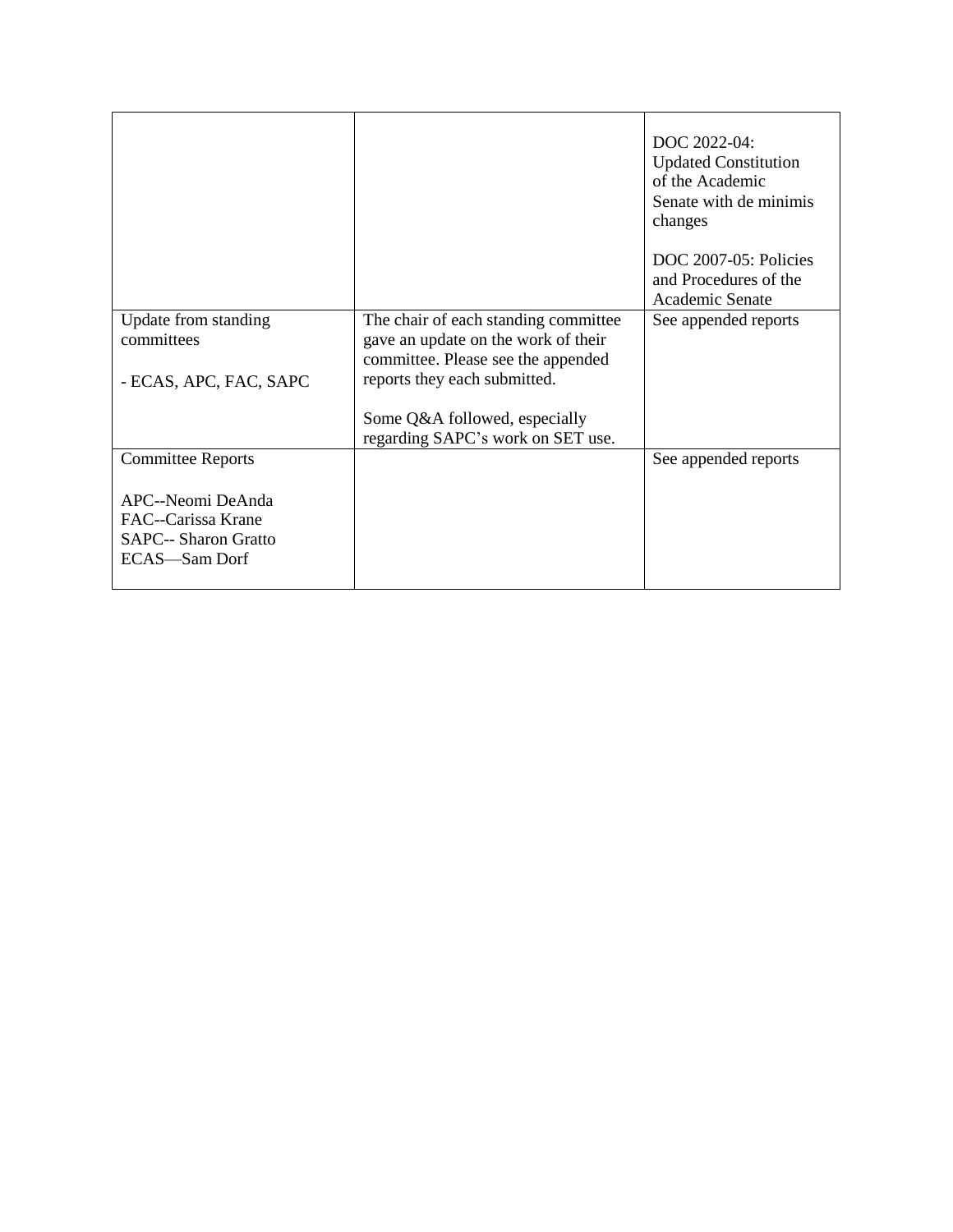| | | |
|---|---|---|
| | | DOC 2022-04: Updated Constitution of the Academic Senate with de minimis changes<br><br>DOC 2007-05: Policies and Procedures of the Academic Senate |
| Update from standing committees<br><br>- ECAS, APC, FAC, SAPC | The chair of each standing committee gave an update on the work of their committee. Please see the appended reports they each submitted.<br><br>Some Q&A followed, especially regarding SAPC's work on SET use. | See appended reports |
| Committee Reports<br><br>APC--Neomi DeAnda<br>FAC--Carissa Krane<br>SAPC-- Sharon Gratto<br>ECAS—Sam Dorf | | See appended reports |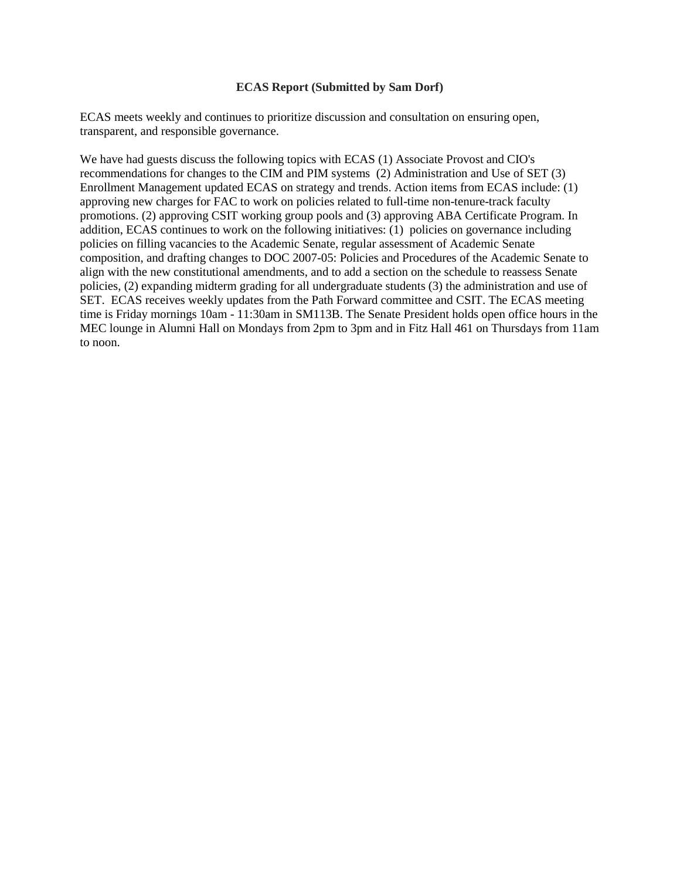**ECAS Report (Submitted by Sam Dorf)**

ECAS meets weekly and continues to prioritize discussion and consultation on ensuring open, transparent, and responsible governance.

We have had guests discuss the following topics with ECAS (1) Associate Provost and CIO's recommendations for changes to the CIM and PIM systems (2) Administration and Use of SET (3) Enrollment Management updated ECAS on strategy and trends. Action items from ECAS include: (1) approving new charges for FAC to work on policies related to full-time non-tenure-track faculty promotions. (2) approving CSIT working group pools and (3) approving ABA Certificate Program. In addition, ECAS continues to work on the following initiatives: (1) policies on governance including policies on filling vacancies to the Academic Senate, regular assessment of Academic Senate composition, and drafting changes to DOC 2007-05: Policies and Procedures of the Academic Senate to align with the new constitutional amendments, and to add a section on the schedule to reassess Senate policies, (2) expanding midterm grading for all undergraduate students (3) the administration and use of SET. ECAS receives weekly updates from the Path Forward committee and CSIT. The ECAS meeting time is Friday mornings 10am - 11:30am in SM113B. The Senate President holds open office hours in the MEC lounge in Alumni Hall on Mondays from 2pm to 3pm and in Fitz Hall 461 on Thursdays from 11am to noon.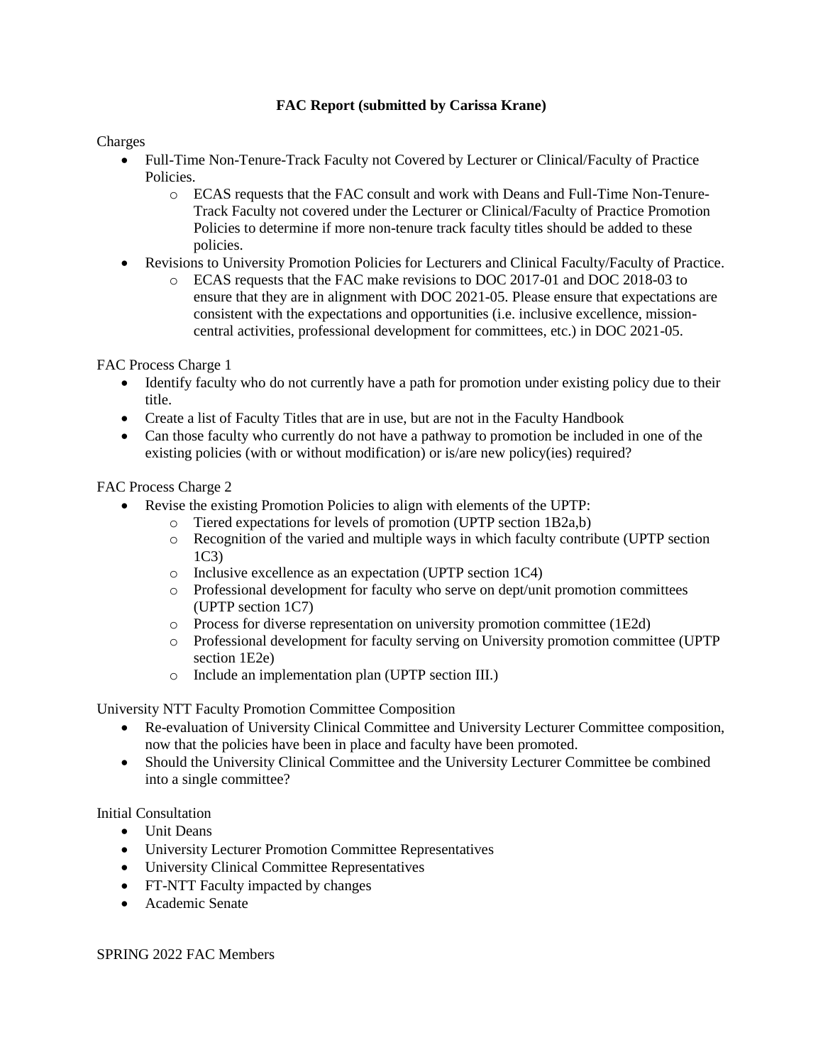**FAC Report (submitted by Carissa Krane)**

Charges

- Full-Time Non-Tenure-Track Faculty not Covered by Lecturer or Clinical/Faculty of Practice Policies.
    - ECAS requests that the FAC consult and work with Deans and Full-Time Non-Tenure-Track Faculty not covered under the Lecturer or Clinical/Faculty of Practice Promotion Policies to determine if more non-tenure track faculty titles should be added to these policies.
- Revisions to University Promotion Policies for Lecturers and Clinical Faculty/Faculty of Practice.
    - ECAS requests that the FAC make revisions to DOC 2017-01 and DOC 2018-03 to ensure that they are in alignment with DOC 2021-05. Please ensure that expectations are consistent with the expectations and opportunities (i.e. inclusive excellence, mission-central activities, professional development for committees, etc.) in DOC 2021-05.

FAC Process Charge 1

- Identify faculty who do not currently have a path for promotion under existing policy due to their title.
- Create a list of Faculty Titles that are in use, but are not in the Faculty Handbook
- Can those faculty who currently do not have a pathway to promotion be included in one of the existing policies (with or without modification) or is/are new policy(ies) required?

FAC Process Charge 2

- Revise the existing Promotion Policies to align with elements of the UPTP:
    - Tiered expectations for levels of promotion (UPTP section 1B2a,b)
    - Recognition of the varied and multiple ways in which faculty contribute (UPTP section 1C3)
    - Inclusive excellence as an expectation (UPTP section 1C4)
    - Professional development for faculty who serve on dept/unit promotion committees (UPTP section 1C7)
    - Process for diverse representation on university promotion committee (1E2d)
    - Professional development for faculty serving on University promotion committee (UPTP section 1E2e)
    - Include an implementation plan (UPTP section III.)

University NTT Faculty Promotion Committee Composition

- Re-evaluation of University Clinical Committee and University Lecturer Committee composition, now that the policies have been in place and faculty have been promoted.
- Should the University Clinical Committee and the University Lecturer Committee be combined into a single committee?

Initial Consultation

- Unit Deans
- University Lecturer Promotion Committee Representatives
- University Clinical Committee Representatives
- FT-NTT Faculty impacted by changes
- Academic Senate

SPRING 2022 FAC Members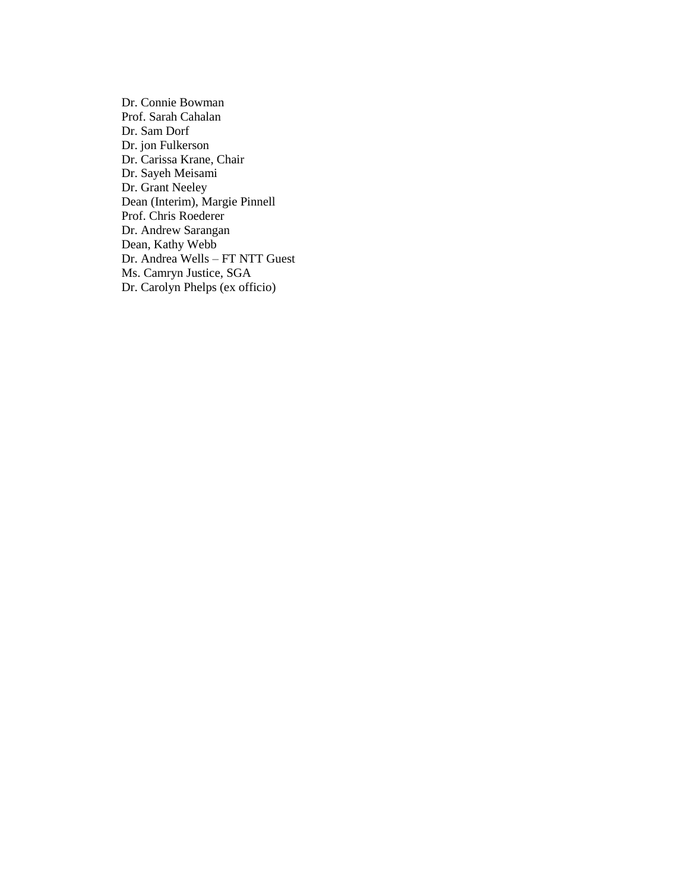Dr. Connie Bowman
Prof. Sarah Cahalan
Dr. Sam Dorf
Dr. jon Fulkerson
Dr. Carissa Krane, Chair
Dr. Sayeh Meisami
Dr. Grant Neeley
Dean (Interim), Margie Pinnell
Prof. Chris Roederer
Dr. Andrew Sarangan
Dean, Kathy Webb
Dr. Andrea Wells – FT NTT Guest
Ms. Camryn Justice, SGA
Dr. Carolyn Phelps (ex officio)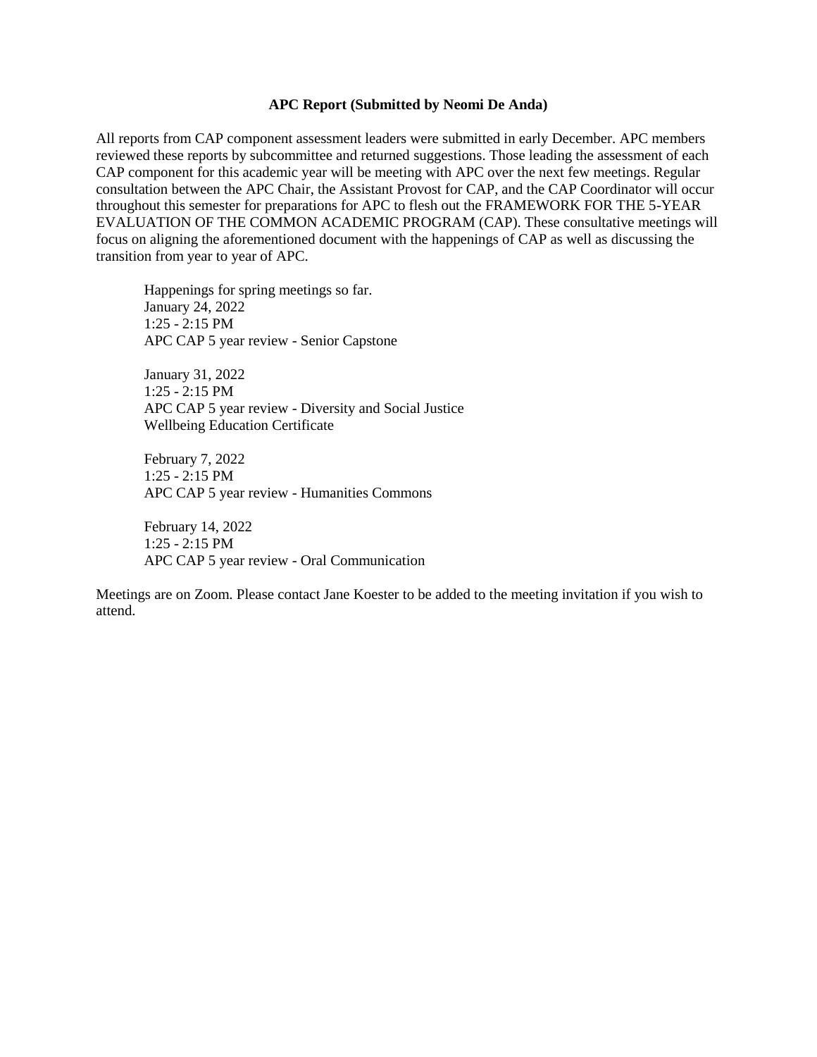**APC Report (Submitted by Neomi De Anda)**

All reports from CAP component assessment leaders were submitted in early December. APC members reviewed these reports by subcommittee and returned suggestions. Those leading the assessment of each CAP component for this academic year will be meeting with APC over the next few meetings. Regular consultation between the APC Chair, the Assistant Provost for CAP, and the CAP Coordinator will occur throughout this semester for preparations for APC to flesh out the FRAMEWORK FOR THE 5-YEAR EVALUATION OF THE COMMON ACADEMIC PROGRAM (CAP). These consultative meetings will focus on aligning the aforementioned document with the happenings of CAP as well as discussing the transition from year to year of APC.

> Happenings for spring meetings so far.
> January 24, 2022
> 1:25 - 2:15 PM
> APC CAP 5 year review - Senior Capstone
>
> January 31, 2022
> 1:25 - 2:15 PM
> APC CAP 5 year review - Diversity and Social Justice
> Wellbeing Education Certificate
>
> February 7, 2022
> 1:25 - 2:15 PM
> APC CAP 5 year review - Humanities Commons
>
> February 14, 2022
> 1:25 - 2:15 PM
> APC CAP 5 year review - Oral Communication

Meetings are on Zoom. Please contact Jane Koester to be added to the meeting invitation if you wish to attend.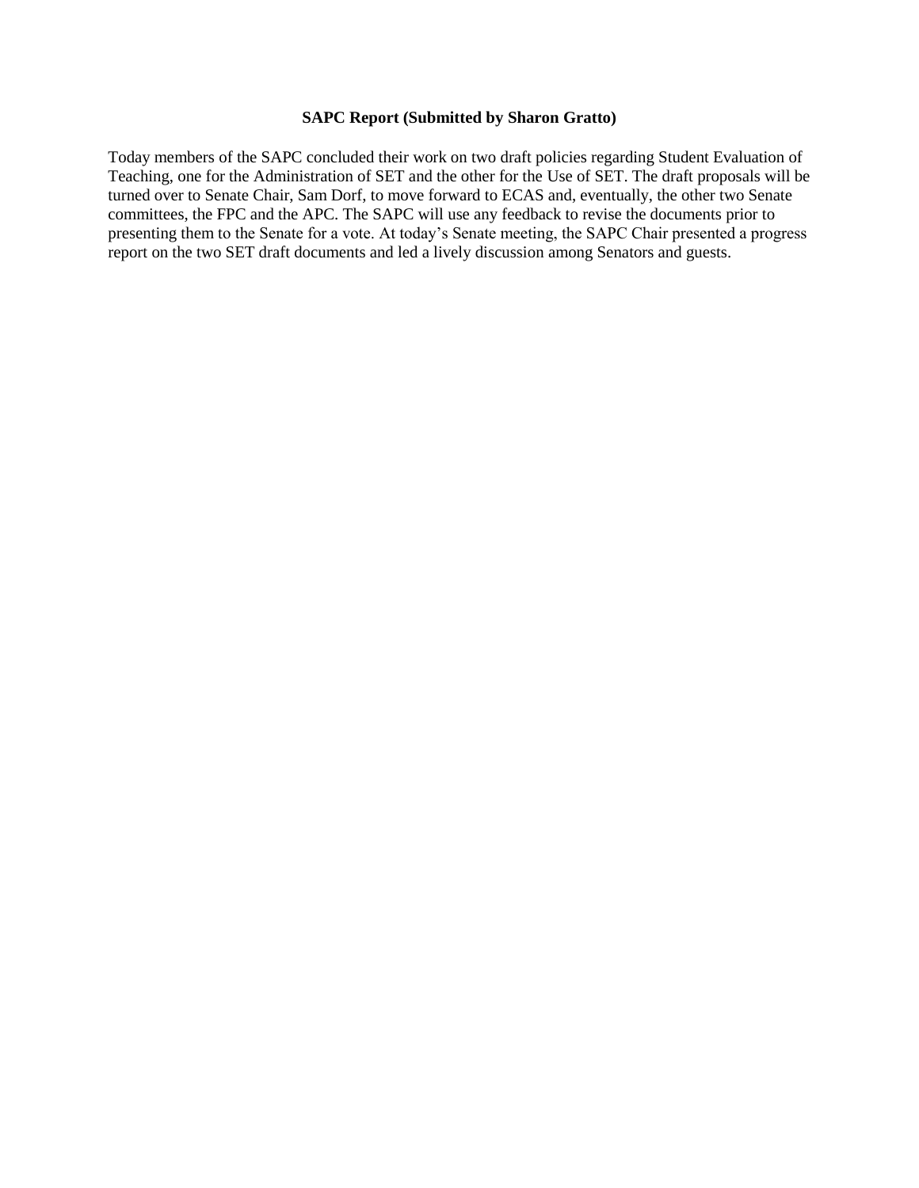**SAPC Report (Submitted by Sharon Gratto)**

Today members of the SAPC concluded their work on two draft policies regarding Student Evaluation of Teaching, one for the Administration of SET and the other for the Use of SET. The draft proposals will be turned over to Senate Chair, Sam Dorf, to move forward to ECAS and, eventually, the other two Senate committees, the FPC and the APC. The SAPC will use any feedback to revise the documents prior to presenting them to the Senate for a vote. At today's Senate meeting, the SAPC Chair presented a progress report on the two SET draft documents and led a lively discussion among Senators and guests.